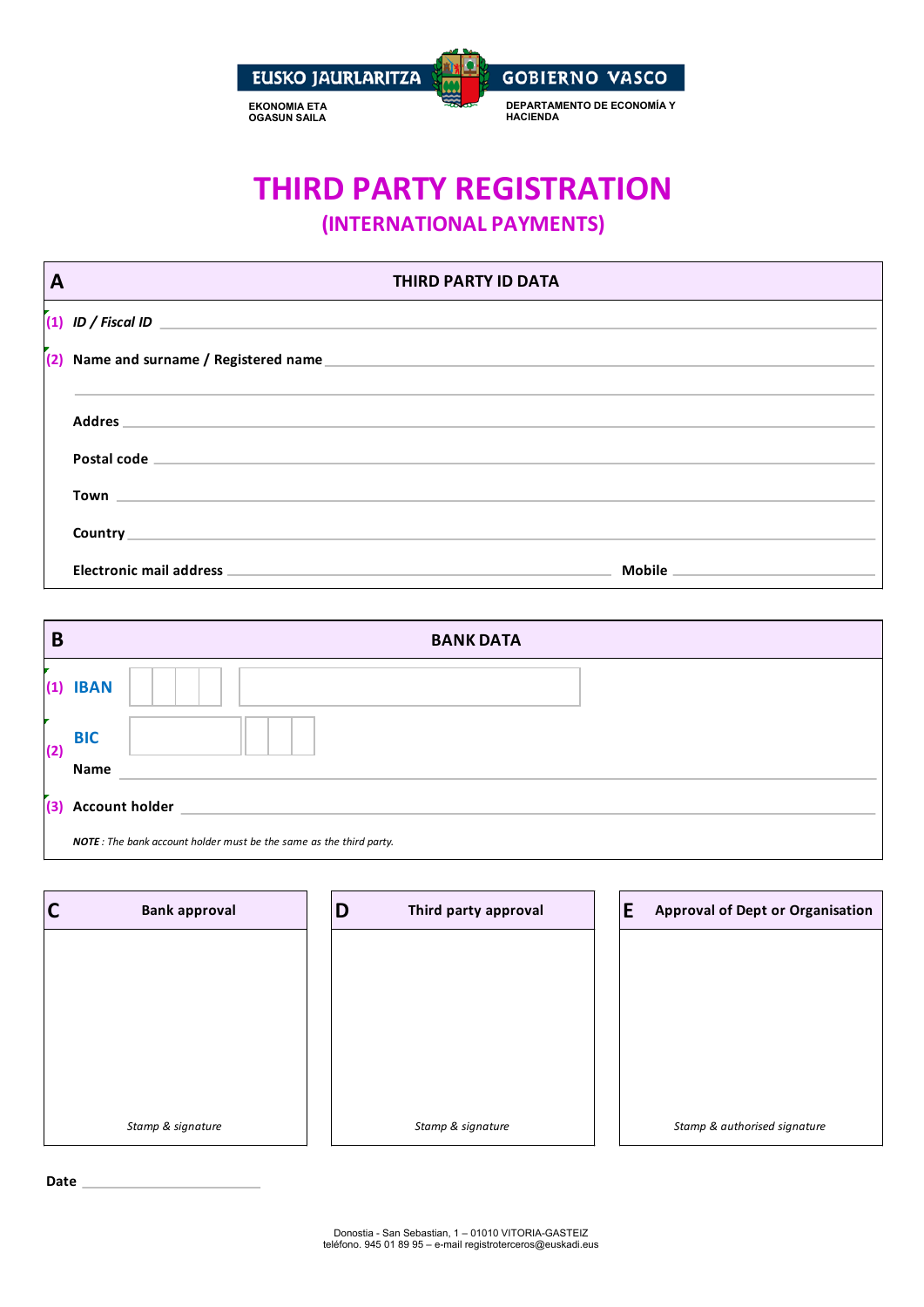EUSKO JAURLARITZA

EKONOMIA ETA OGASUN SAILA

GOBIERNO VASCO

DEPARTAMENTO DE ECONOMÍA Y HACIENDA

# THIRD PARTY REGISTRATION

## (INTERNATIONAL PAYMENTS)

### A THIRD PARTY ID DATA

(1) *ID / Fiscal ID* ______________________________

(2) **Name and surname / Registered name** ______________________________

______________________________

**Addres** ______________________________

**Postal code** ______________________________

**Town** ______________________________

**Country** ______________________________

**Electronic mail address** ______________________________ **Mobile** ______________

### B BANK DATA

(1) **IBAN** ______________________________

(2) **BIC** ______________________________

**Name** ______________________________

(3) **Account holder** ______________________________

***NOTE*** *: The bank account holder must be the same as the third party.*

| C Bank approval | D Third party approval | E Approval of Dept or Organisation |
|---|---|---|
| *Stamp & signature* | *Stamp & signature* | *Stamp & authorised signature* |

**Date** ______________________________

Donostia - San Sebastian, 1 – 01010 VITORIA-GASTEIZ
teléfono. 945 01 89 95 – e-mail registroterceros@euskadi.eus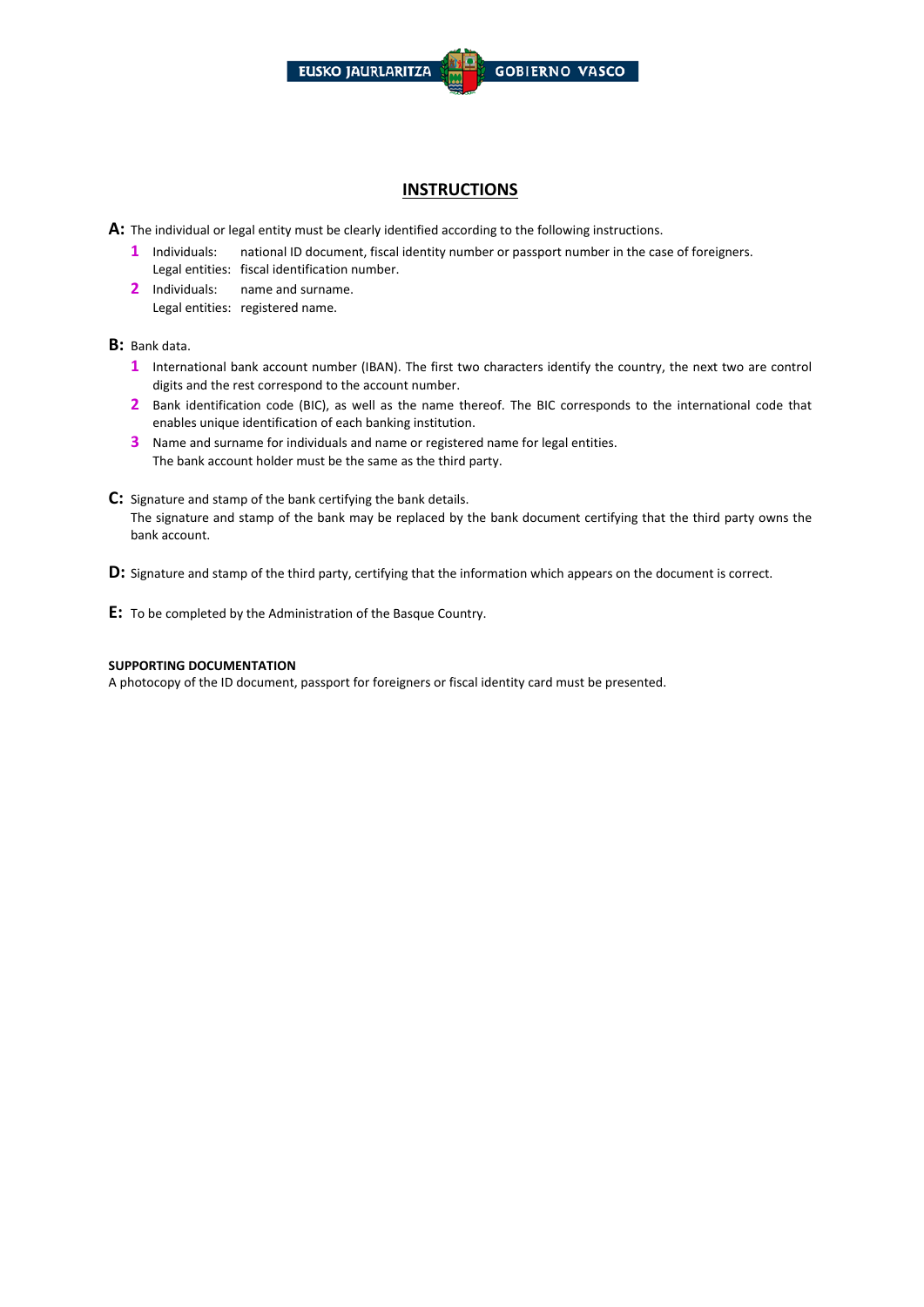EUSKO JAURLARITZA GOBIERNO VASCO

# INSTRUCTIONS

**A:** The individual or legal entity must be clearly identified according to the following instructions.

**1** Individuals: national ID document, fiscal identity number or passport number in the case of foreigners.
Legal entities: fiscal identification number.

**2** Individuals: name and surname.
Legal entities: registered name.

**B:** Bank data.

**1** International bank account number (IBAN). The first two characters identify the country, the next two are control digits and the rest correspond to the account number.

**2** Bank identification code (BIC), as well as the name thereof. The BIC corresponds to the international code that enables unique identification of each banking institution.

**3** Name and surname for individuals and name or registered name for legal entities.
The bank account holder must be the same as the third party.

**C:** Signature and stamp of the bank certifying the bank details.
The signature and stamp of the bank may be replaced by the bank document certifying that the third party owns the bank account.

**D:** Signature and stamp of the third party, certifying that the information which appears on the document is correct.

**E:** To be completed by the Administration of the Basque Country.

**SUPPORTING DOCUMENTATION**

A photocopy of the ID document, passport for foreigners or fiscal identity card must be presented.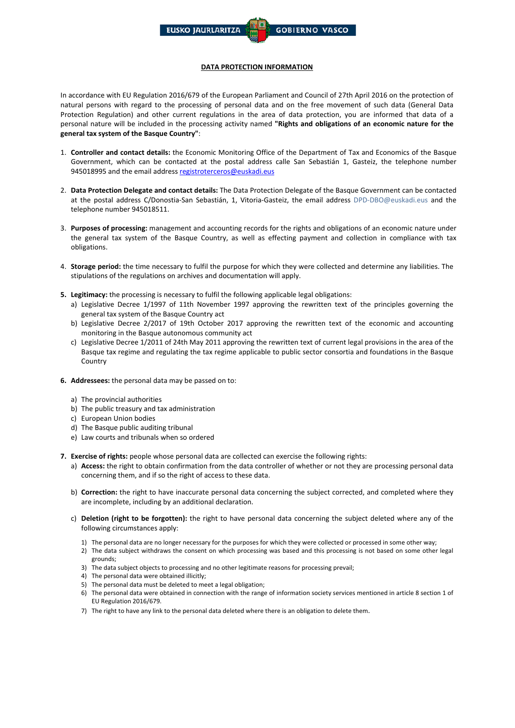EUSKO JAURLARITZA GOBIERNO VASCO

## DATA PROTECTION INFORMATION

In accordance with EU Regulation 2016/679 of the European Parliament and Council of 27th April 2016 on the protection of natural persons with regard to the processing of personal data and on the free movement of such data (General Data Protection Regulation) and other current regulations in the area of data protection, you are informed that data of a personal nature will be included in the processing activity named **"Rights and obligations of an economic nature for the general tax system of the Basque Country"**:

1. **Controller and contact details:** the Economic Monitoring Office of the Department of Tax and Economics of the Basque Government, which can be contacted at the postal address calle San Sebastián 1, Gasteiz, the telephone number 945018995 and the email address registroterceros@euskadi.eus

2. **Data Protection Delegate and contact details:** The Data Protection Delegate of the Basque Government can be contacted at the postal address C/Donostia-San Sebastián, 1, Vitoria-Gasteiz, the email address DPD-DBO@euskadi.eus and the telephone number 945018511.

3. **Purposes of processing:** management and accounting records for the rights and obligations of an economic nature under the general tax system of the Basque Country, as well as effecting payment and collection in compliance with tax obligations.

4. **Storage period:** the time necessary to fulfil the purpose for which they were collected and determine any liabilities. The stipulations of the regulations on archives and documentation will apply.

5. **Legitimacy:** the processing is necessary to fulfil the following applicable legal obligations:
   a) Legislative Decree 1/1997 of 11th November 1997 approving the rewritten text of the principles governing the general tax system of the Basque Country act
   b) Legislative Decree 2/2017 of 19th October 2017 approving the rewritten text of the economic and accounting monitoring in the Basque autonomous community act
   c) Legislative Decree 1/2011 of 24th May 2011 approving the rewritten text of current legal provisions in the area of the Basque tax regime and regulating the tax regime applicable to public sector consortia and foundations in the Basque Country

6. **Addressees:** the personal data may be passed on to:

   a) The provincial authorities
   b) The public treasury and tax administration
   c) European Union bodies
   d) The Basque public auditing tribunal
   e) Law courts and tribunals when so ordered

7. **Exercise of rights:** people whose personal data are collected can exercise the following rights:
   a) **Access:** the right to obtain confirmation from the data controller of whether or not they are processing personal data concerning them, and if so the right of access to these data.

   b) **Correction:** the right to have inaccurate personal data concerning the subject corrected, and completed where they are incomplete, including by an additional declaration.

   c) **Deletion (right to be forgotten):** the right to have personal data concerning the subject deleted where any of the following circumstances apply:

      1) The personal data are no longer necessary for the purposes for which they were collected or processed in some other way;
      2) The data subject withdraws the consent on which processing was based and this processing is not based on some other legal grounds;
      3) The data subject objects to processing and no other legitimate reasons for processing prevail;
      4) The personal data were obtained illicitly;
      5) The personal data must be deleted to meet a legal obligation;
      6) The personal data were obtained in connection with the range of information society services mentioned in article 8 section 1 of EU Regulation 2016/679.
      7) The right to have any link to the personal data deleted where there is an obligation to delete them.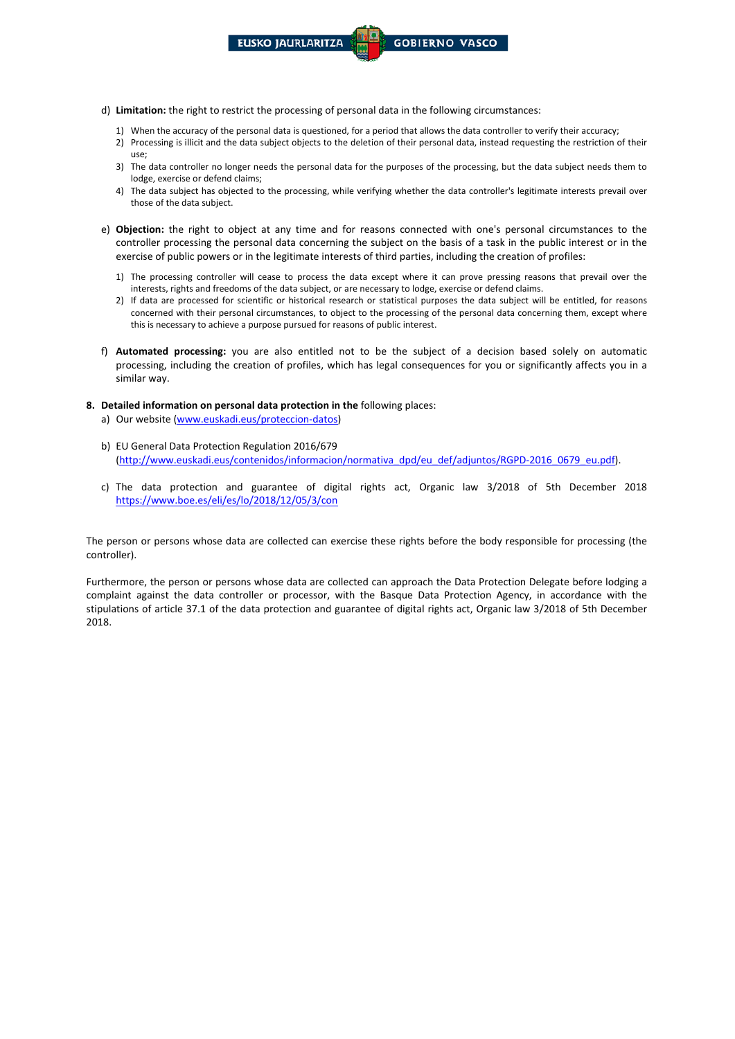d) **Limitation:** the right to restrict the processing of personal data in the following circumstances:

   1) When the accuracy of the personal data is questioned, for a period that allows the data controller to verify their accuracy;
   2) Processing is illicit and the data subject objects to the deletion of their personal data, instead requesting the restriction of their use;
   3) The data controller no longer needs the personal data for the purposes of the processing, but the data subject needs them to lodge, exercise or defend claims;
   4) The data subject has objected to the processing, while verifying whether the data controller's legitimate interests prevail over those of the data subject.

e) **Objection:** the right to object at any time and for reasons connected with one's personal circumstances to the controller processing the personal data concerning the subject on the basis of a task in the public interest or in the exercise of public powers or in the legitimate interests of third parties, including the creation of profiles:

   1) The processing controller will cease to process the data except where it can prove pressing reasons that prevail over the interests, rights and freedoms of the data subject, or are necessary to lodge, exercise or defend claims.
   2) If data are processed for scientific or historical research or statistical purposes the data subject will be entitled, for reasons concerned with their personal circumstances, to object to the processing of the personal data concerning them, except where this is necessary to achieve a purpose pursued for reasons of public interest.

f) **Automated processing:** you are also entitled not to be the subject of a decision based solely on automatic processing, including the creation of profiles, which has legal consequences for you or significantly affects you in a similar way.

**8. Detailed information on personal data protection in the** following places:

a) Our website (www.euskadi.eus/proteccion-datos)

b) EU General Data Protection Regulation 2016/679 (http://www.euskadi.eus/contenidos/informacion/normativa_dpd/eu_def/adjuntos/RGPD-2016_0679_eu.pdf).

c) The data protection and guarantee of digital rights act, Organic law 3/2018 of 5th December 2018 https://www.boe.es/eli/es/lo/2018/12/05/3/con

The person or persons whose data are collected can exercise these rights before the body responsible for processing (the controller).

Furthermore, the person or persons whose data are collected can approach the Data Protection Delegate before lodging a complaint against the data controller or processor, with the Basque Data Protection Agency, in accordance with the stipulations of article 37.1 of the data protection and guarantee of digital rights act, Organic law 3/2018 of 5th December 2018.